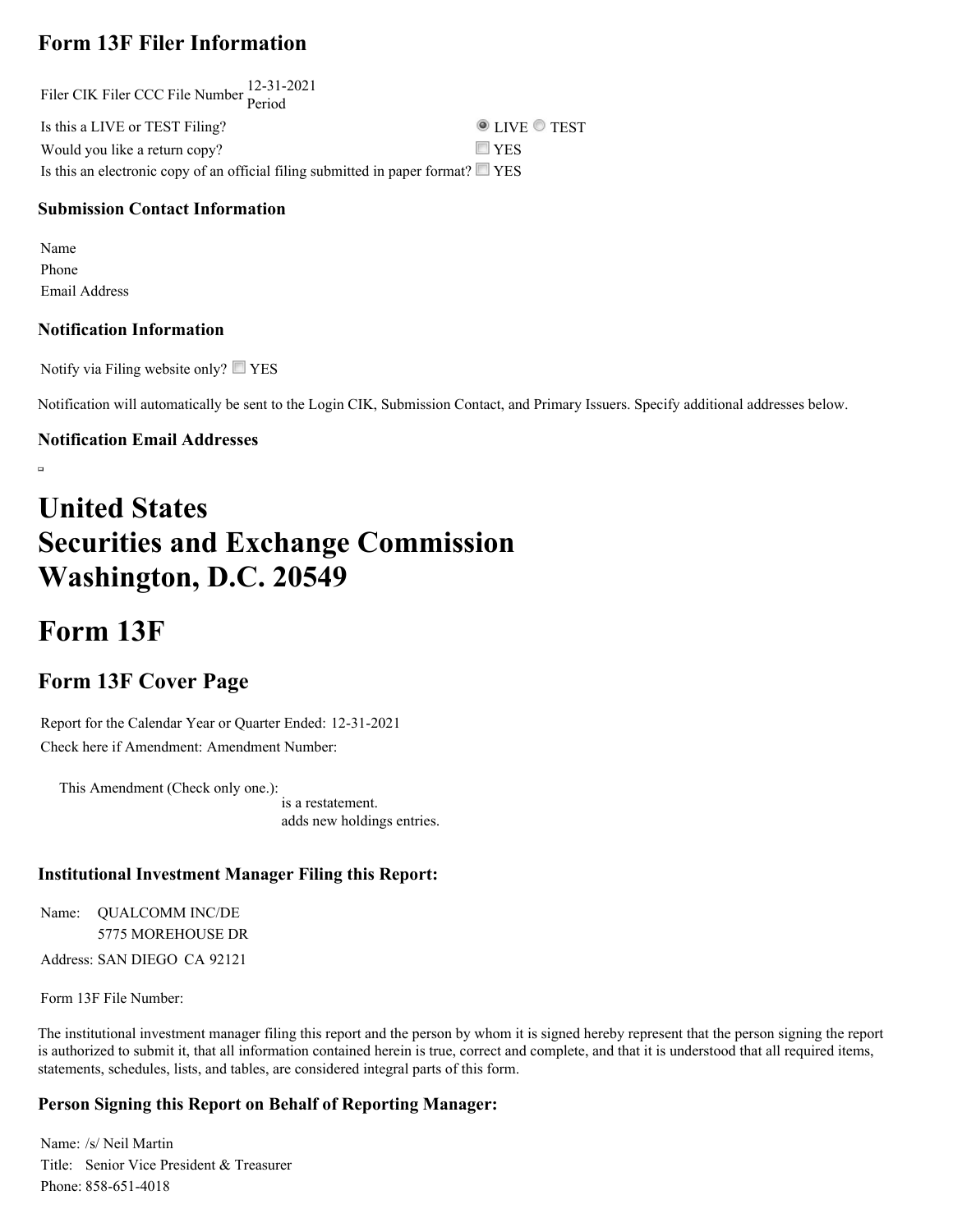## Form 13F Filer Information

| Filer CIK | Filer CCC | File Number | 12-31-2021 Period |
|---|---|---|---|

Is this a LIVE or TEST Filing? ◉ LIVE ○ TEST

Would you like a return copy? ☐ YES

Is this an electronic copy of an official filing submitted in paper format? ☐ YES

### Submission Contact Information

Name

Phone

Email Address

### Notification Information

Notify via Filing website only? ☐ YES

Notification will automatically be sent to the Login CIK, Submission Contact, and Primary Issuers. Specify additional addresses below.

### Notification Email Addresses

# United States Securities and Exchange Commission Washington, D.C. 20549

# Form 13F

## Form 13F Cover Page

Report for the Calendar Year or Quarter Ended: 12-31-2021

Check here if Amendment: Amendment Number:

This Amendment (Check only one.):
is a restatement.
adds new holdings entries.

### Institutional Investment Manager Filing this Report:

Name: QUALCOMM INC/DE

Address: 5775 MOREHOUSE DR
SAN DIEGO CA 92121

Form 13F File Number:

The institutional investment manager filing this report and the person by whom it is signed hereby represent that the person signing the report is authorized to submit it, that all information contained herein is true, correct and complete, and that it is understood that all required items, statements, schedules, lists, and tables, are considered integral parts of this form.

### Person Signing this Report on Behalf of Reporting Manager:

Name: /s/ Neil Martin

Title: Senior Vice President & Treasurer

Phone: 858-651-4018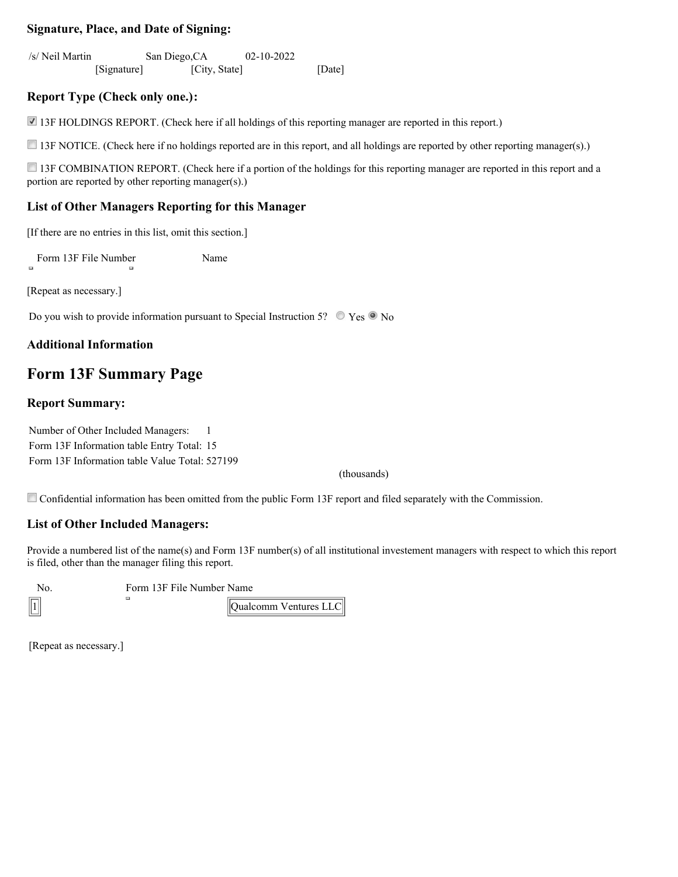### Signature, Place, and Date of Signing:

| /s/ Neil Martin | San Diego,CA | 02-10-2022 |
|---|---|---|
| [Signature] | [City, State] | [Date] |

### Report Type (Check only one.):

☑ 13F HOLDINGS REPORT. (Check here if all holdings of this reporting manager are reported in this report.)

☐ 13F NOTICE. (Check here if no holdings reported are in this report, and all holdings are reported by other reporting manager(s).)

☐ 13F COMBINATION REPORT. (Check here if a portion of the holdings for this reporting manager are reported in this report and a portion are reported by other reporting manager(s).)

### List of Other Managers Reporting for this Manager

[If there are no entries in this list, omit this section.]

| Form 13F File Number | Name |
|---|---|
| | |

[Repeat as necessary.]

Do you wish to provide information pursuant to Special Instruction 5? ○ Yes ◉ No

### Additional Information

## Form 13F Summary Page

### Report Summary:

Number of Other Included Managers: 1
Form 13F Information table Entry Total: 15
Form 13F Information table Value Total: 527199 (thousands)

☐ Confidential information has been omitted from the public Form 13F report and filed separately with the Commission.

### List of Other Included Managers:

Provide a numbered list of the name(s) and Form 13F number(s) of all institutional investement managers with respect to which this report is filed, other than the manager filing this report.

| No. | Form 13F File Number | Name |
|---|---|---|
| 1 | | Qualcomm Ventures LLC |

[Repeat as necessary.]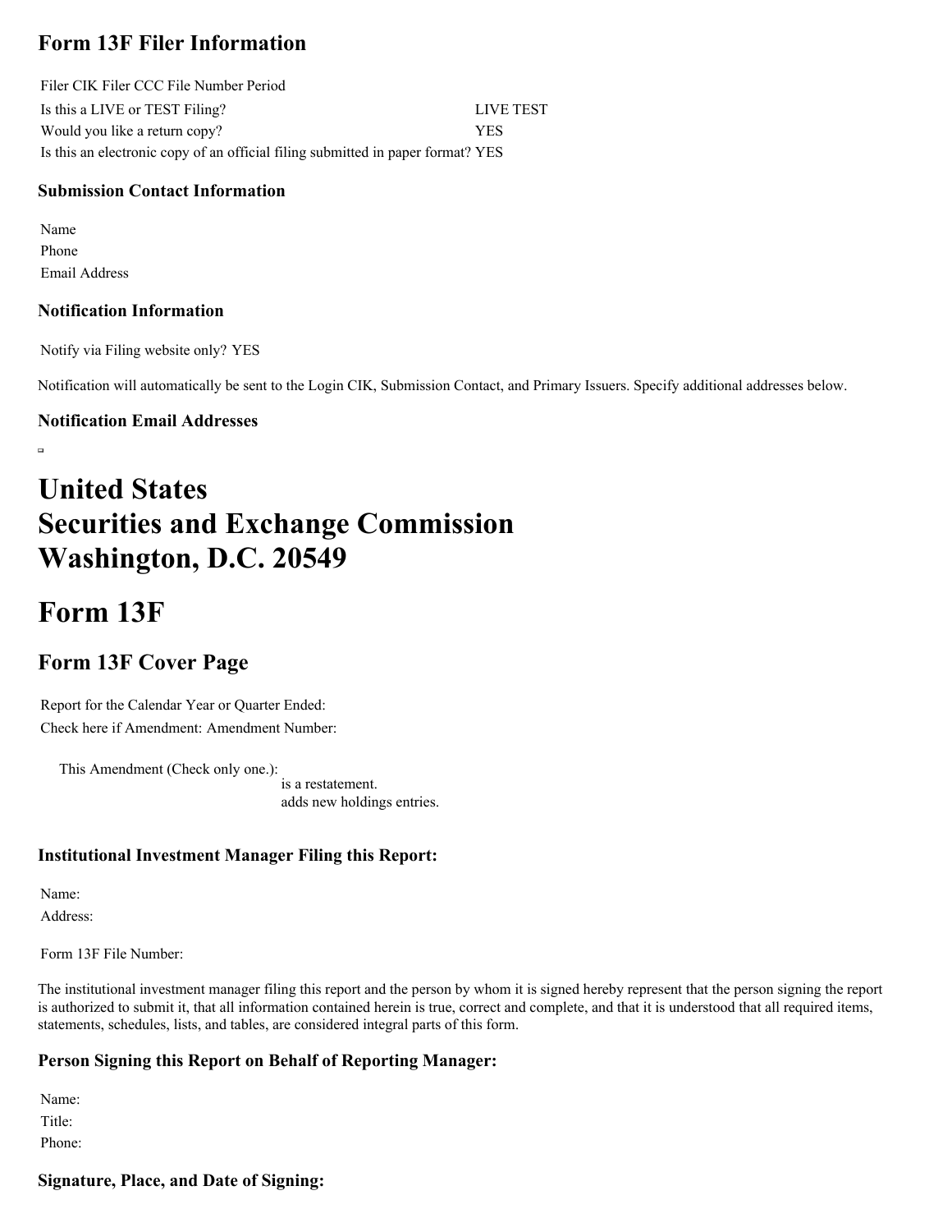## Form 13F Filer Information

Filer CIK Filer CCC File Number Period

| | |
|---|---|
| Is this a LIVE or TEST Filing? | LIVE TEST |
| Would you like a return copy? | YES |
| Is this an electronic copy of an official filing submitted in paper format? | YES |

### Submission Contact Information

Name
Phone
Email Address

### Notification Information

Notify via Filing website only? YES

Notification will automatically be sent to the Login CIK, Submission Contact, and Primary Issuers. Specify additional addresses below.

### Notification Email Addresses

# United States
# Securities and Exchange Commission
# Washington, D.C. 20549

# Form 13F

## Form 13F Cover Page

Report for the Calendar Year or Quarter Ended:
Check here if Amendment: Amendment Number:

This Amendment (Check only one.):
is a restatement.
adds new holdings entries.

### Institutional Investment Manager Filing this Report:

Name:
Address:

Form 13F File Number:

The institutional investment manager filing this report and the person by whom it is signed hereby represent that the person signing the report is authorized to submit it, that all information contained herein is true, correct and complete, and that it is understood that all required items, statements, schedules, lists, and tables, are considered integral parts of this form.

### Person Signing this Report on Behalf of Reporting Manager:

Name:
Title:
Phone:

### Signature, Place, and Date of Signing: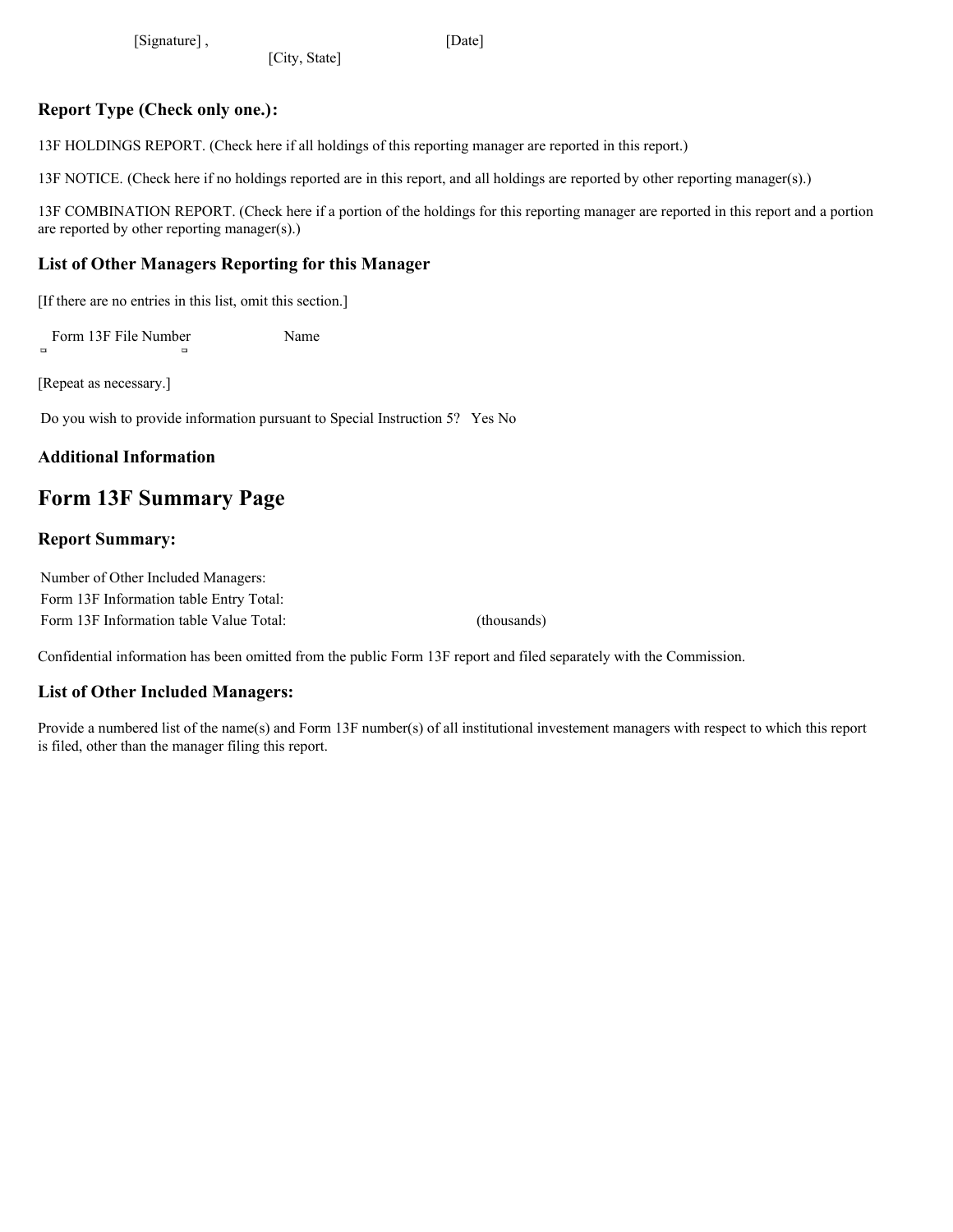[Signature] , [City, State] [Date]

### Report Type (Check only one.):

13F HOLDINGS REPORT. (Check here if all holdings of this reporting manager are reported in this report.)

13F NOTICE. (Check here if no holdings reported are in this report, and all holdings are reported by other reporting manager(s).)

13F COMBINATION REPORT. (Check here if a portion of the holdings for this reporting manager are reported in this report and a portion are reported by other reporting manager(s).)

### List of Other Managers Reporting for this Manager

[If there are no entries in this list, omit this section.]

| Form 13F File Number | Name |
|---|---|
| | |

[Repeat as necessary.]

Do you wish to provide information pursuant to Special Instruction 5? Yes No

### Additional Information

## Form 13F Summary Page

### Report Summary:

Number of Other Included Managers:
Form 13F Information table Entry Total:
Form 13F Information table Value Total: (thousands)

Confidential information has been omitted from the public Form 13F report and filed separately with the Commission.

### List of Other Included Managers:

Provide a numbered list of the name(s) and Form 13F number(s) of all institutional investement managers with respect to which this report is filed, other than the manager filing this report.